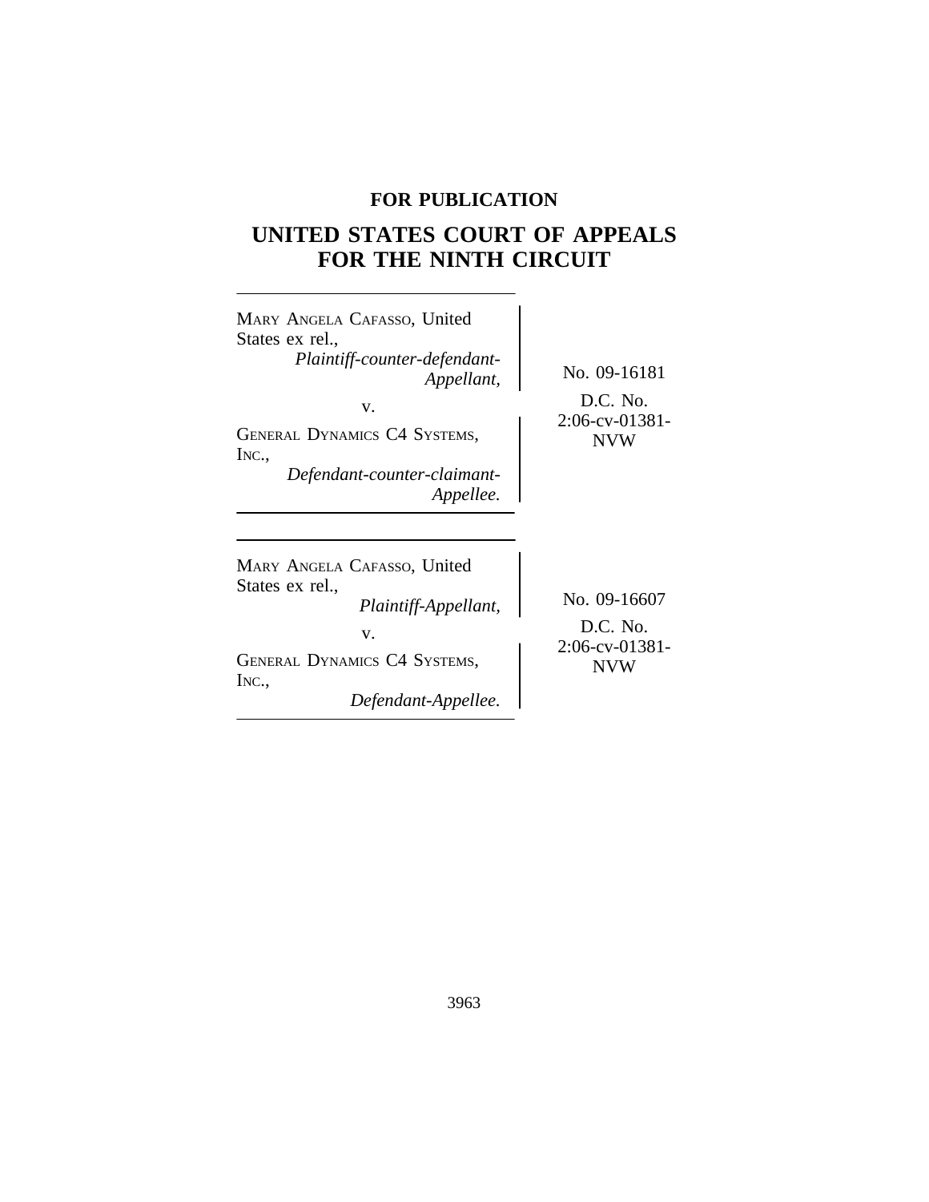**FOR PUBLICATION**

# UNITED STATES COURT OF APPEALS FOR THE NINTH CIRCUIT

MARY ANGELA CAFASSO, United States ex rel.,
*Plaintiff-counter-defendant-Appellant,*

v.

GENERAL DYNAMICS C4 SYSTEMS, INC.,
*Defendant-counter-claimant-Appellee.*

No. 09-16181

D.C. No. 2:06-cv-01381-NVW

---

MARY ANGELA CAFASSO, United States ex rel.,
*Plaintiff-Appellant,*

v.

GENERAL DYNAMICS C4 SYSTEMS, INC.,
*Defendant-Appellee.*

No. 09-16607

D.C. No. 2:06-cv-01381-NVW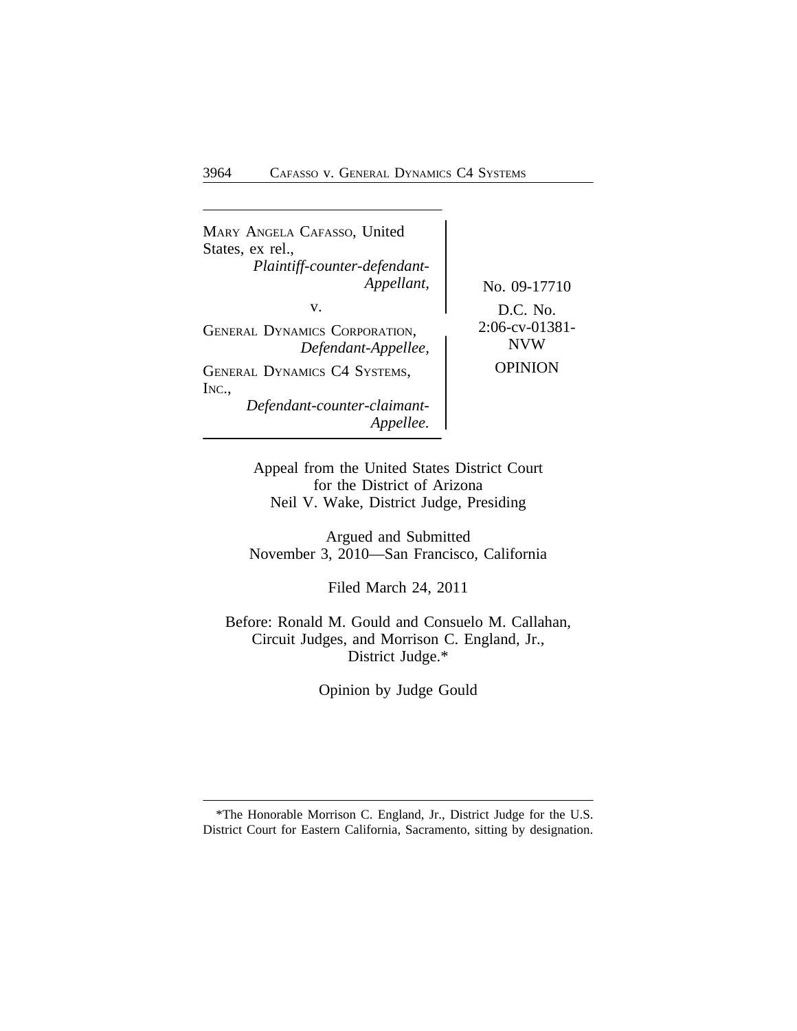MARY ANGELA CAFASSO, United States, ex rel.,
*Plaintiff-counter-defendant-Appellant,*

v.

GENERAL DYNAMICS CORPORATION,
*Defendant-Appellee,*

GENERAL DYNAMICS C4 SYSTEMS, INC.,
*Defendant-counter-claimant-Appellee.*

No. 09-17710

D.C. No. 2:06-cv-01381-NVW

OPINION

Appeal from the United States District Court
for the District of Arizona
Neil V. Wake, District Judge, Presiding

Argued and Submitted
November 3, 2010—San Francisco, California

Filed March 24, 2011

Before: Ronald M. Gould and Consuelo M. Callahan, Circuit Judges, and Morrison C. England, Jr., District Judge.*

Opinion by Judge Gould

---

*The Honorable Morrison C. England, Jr., District Judge for the U.S. District Court for Eastern California, Sacramento, sitting by designation.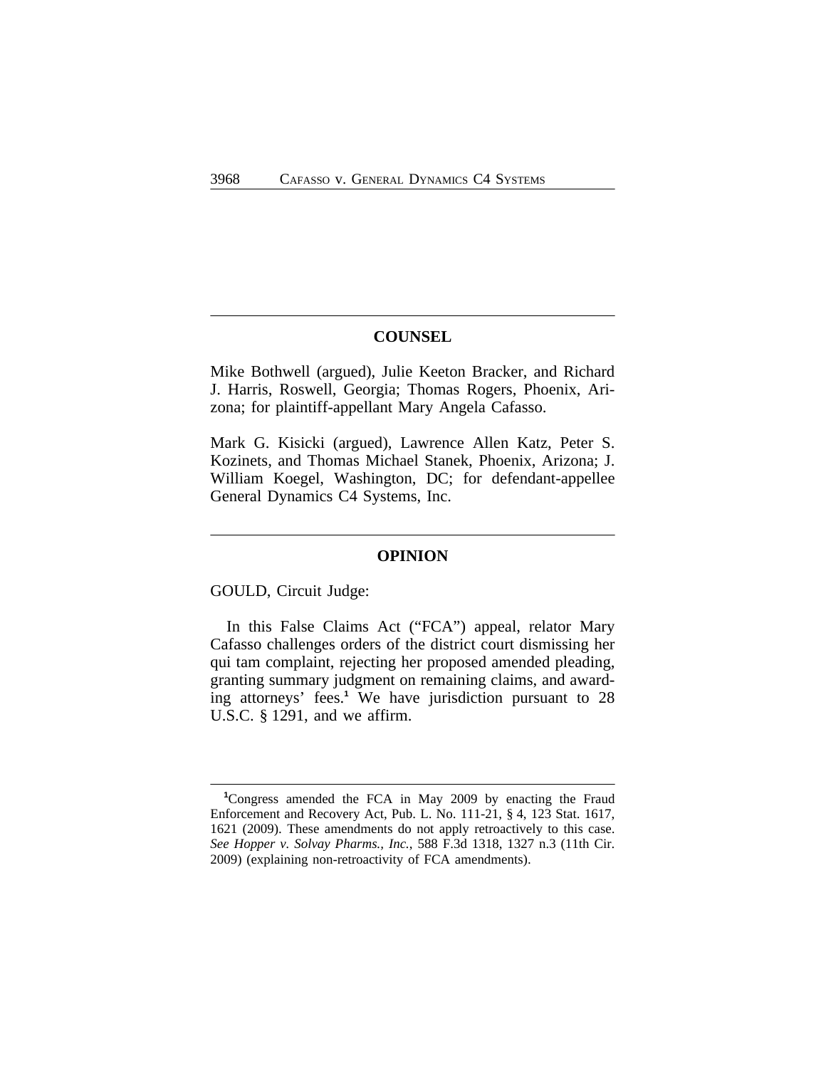## COUNSEL

Mike Bothwell (argued), Julie Keeton Bracker, and Richard J. Harris, Roswell, Georgia; Thomas Rogers, Phoenix, Arizona; for plaintiff-appellant Mary Angela Cafasso.

Mark G. Kisicki (argued), Lawrence Allen Katz, Peter S. Kozinets, and Thomas Michael Stanek, Phoenix, Arizona; J. William Koegel, Washington, DC; for defendant-appellee General Dynamics C4 Systems, Inc.

## OPINION

GOULD, Circuit Judge:

In this False Claims Act ("FCA") appeal, relator Mary Cafasso challenges orders of the district court dismissing her qui tam complaint, rejecting her proposed amended pleading, granting summary judgment on remaining claims, and awarding attorneys' fees.[1] We have jurisdiction pursuant to 28 U.S.C. § 1291, and we affirm.

[1]Congress amended the FCA in May 2009 by enacting the Fraud Enforcement and Recovery Act, Pub. L. No. 111-21, § 4, 123 Stat. 1617, 1621 (2009). These amendments do not apply retroactively to this case. *See Hopper v. Solvay Pharms., Inc.*, 588 F.3d 1318, 1327 n.3 (11th Cir. 2009) (explaining non-retroactivity of FCA amendments).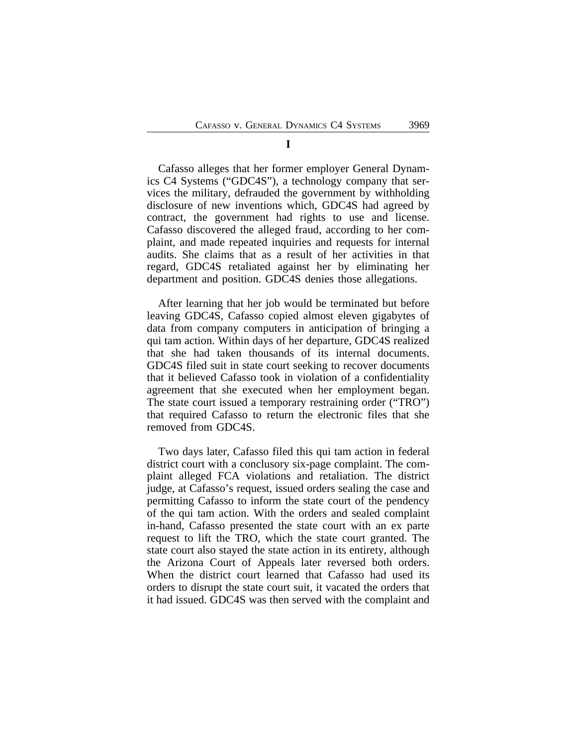# I

Cafasso alleges that her former employer General Dynamics C4 Systems ("GDC4S"), a technology company that services the military, defrauded the government by withholding disclosure of new inventions which, GDC4S had agreed by contract, the government had rights to use and license. Cafasso discovered the alleged fraud, according to her complaint, and made repeated inquiries and requests for internal audits. She claims that as a result of her activities in that regard, GDC4S retaliated against her by eliminating her department and position. GDC4S denies those allegations.

After learning that her job would be terminated but before leaving GDC4S, Cafasso copied almost eleven gigabytes of data from company computers in anticipation of bringing a qui tam action. Within days of her departure, GDC4S realized that she had taken thousands of its internal documents. GDC4S filed suit in state court seeking to recover documents that it believed Cafasso took in violation of a confidentiality agreement that she executed when her employment began. The state court issued a temporary restraining order ("TRO") that required Cafasso to return the electronic files that she removed from GDC4S.

Two days later, Cafasso filed this qui tam action in federal district court with a conclusory six-page complaint. The complaint alleged FCA violations and retaliation. The district judge, at Cafasso's request, issued orders sealing the case and permitting Cafasso to inform the state court of the pendency of the qui tam action. With the orders and sealed complaint in-hand, Cafasso presented the state court with an ex parte request to lift the TRO, which the state court granted. The state court also stayed the state action in its entirety, although the Arizona Court of Appeals later reversed both orders. When the district court learned that Cafasso had used its orders to disrupt the state court suit, it vacated the orders that it had issued. GDC4S was then served with the complaint and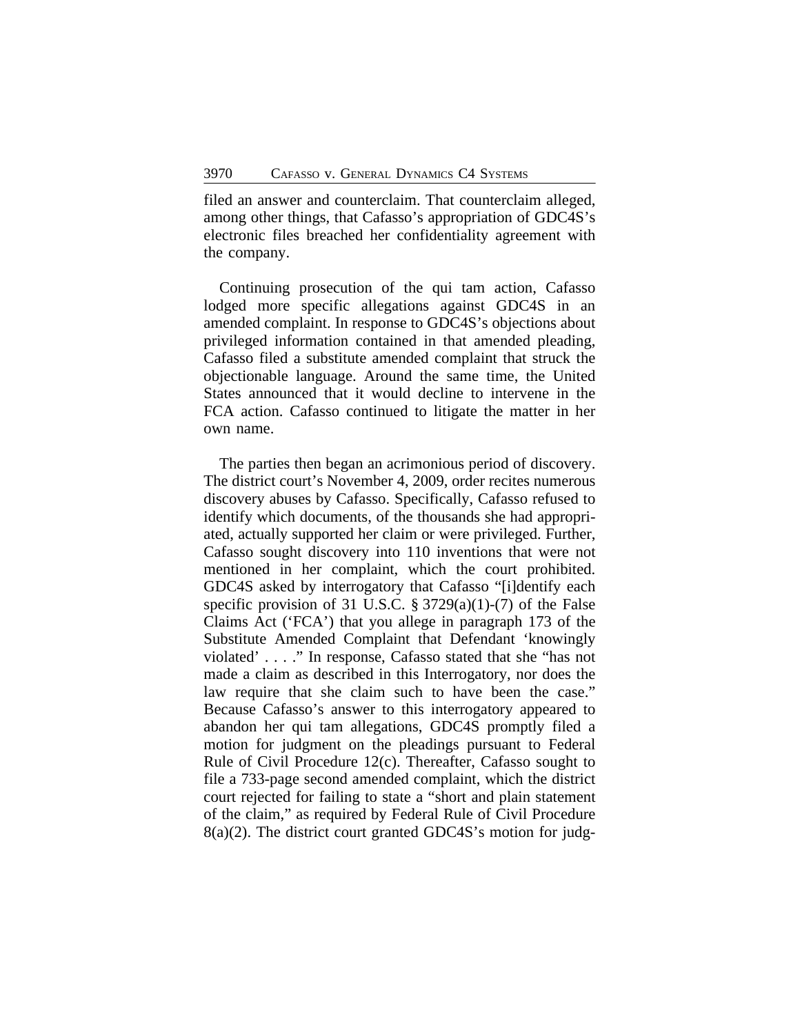filed an answer and counterclaim. That counterclaim alleged, among other things, that Cafasso's appropriation of GDC4S's electronic files breached her confidentiality agreement with the company.

Continuing prosecution of the qui tam action, Cafasso lodged more specific allegations against GDC4S in an amended complaint. In response to GDC4S's objections about privileged information contained in that amended pleading, Cafasso filed a substitute amended complaint that struck the objectionable language. Around the same time, the United States announced that it would decline to intervene in the FCA action. Cafasso continued to litigate the matter in her own name.

The parties then began an acrimonious period of discovery. The district court's November 4, 2009, order recites numerous discovery abuses by Cafasso. Specifically, Cafasso refused to identify which documents, of the thousands she had appropriated, actually supported her claim or were privileged. Further, Cafasso sought discovery into 110 inventions that were not mentioned in her complaint, which the court prohibited. GDC4S asked by interrogatory that Cafasso "[i]dentify each specific provision of 31 U.S.C. § 3729(a)(1)-(7) of the False Claims Act ('FCA') that you allege in paragraph 173 of the Substitute Amended Complaint that Defendant 'knowingly violated' . . . ." In response, Cafasso stated that she "has not made a claim as described in this Interrogatory, nor does the law require that she claim such to have been the case." Because Cafasso's answer to this interrogatory appeared to abandon her qui tam allegations, GDC4S promptly filed a motion for judgment on the pleadings pursuant to Federal Rule of Civil Procedure 12(c). Thereafter, Cafasso sought to file a 733-page second amended complaint, which the district court rejected for failing to state a "short and plain statement of the claim," as required by Federal Rule of Civil Procedure 8(a)(2). The district court granted GDC4S's motion for judg-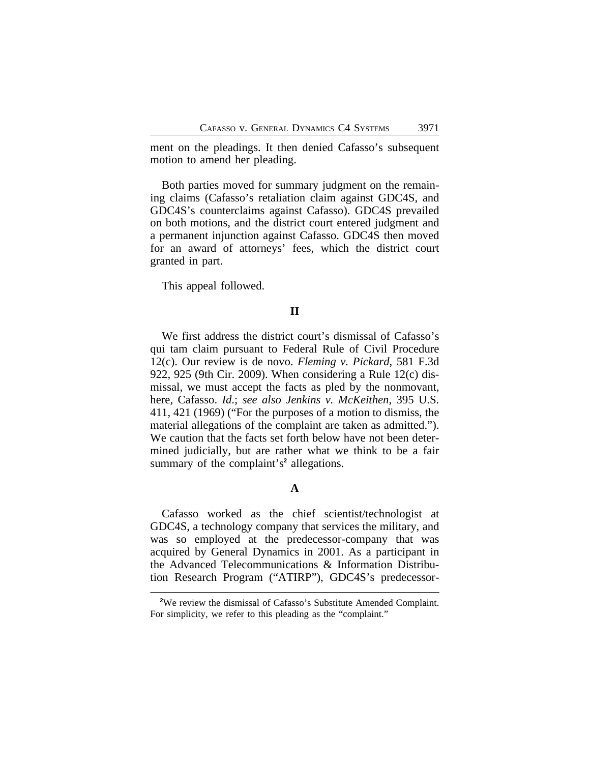ment on the pleadings. It then denied Cafasso's subsequent motion to amend her pleading.

Both parties moved for summary judgment on the remaining claims (Cafasso's retaliation claim against GDC4S, and GDC4S's counterclaims against Cafasso). GDC4S prevailed on both motions, and the district court entered judgment and a permanent injunction against Cafasso. GDC4S then moved for an award of attorneys' fees, which the district court granted in part.

This appeal followed.

## II

We first address the district court's dismissal of Cafasso's qui tam claim pursuant to Federal Rule of Civil Procedure 12(c). Our review is de novo. *Fleming v. Pickard*, 581 F.3d 922, 925 (9th Cir. 2009). When considering a Rule 12(c) dismissal, we must accept the facts as pled by the nonmovant, here, Cafasso. *Id.*; *see also Jenkins v. McKeithen*, 395 U.S. 411, 421 (1969) ("For the purposes of a motion to dismiss, the material allegations of the complaint are taken as admitted."). We caution that the facts set forth below have not been determined judicially, but are rather what we think to be a fair summary of the complaint's[2] allegations.

### A

Cafasso worked as the chief scientist/technologist at GDC4S, a technology company that services the military, and was so employed at the predecessor-company that was acquired by General Dynamics in 2001. As a participant in the Advanced Telecommunications & Information Distribution Research Program ("ATIRP"), GDC4S's predecessor-

[2] We review the dismissal of Cafasso's Substitute Amended Complaint. For simplicity, we refer to this pleading as the "complaint."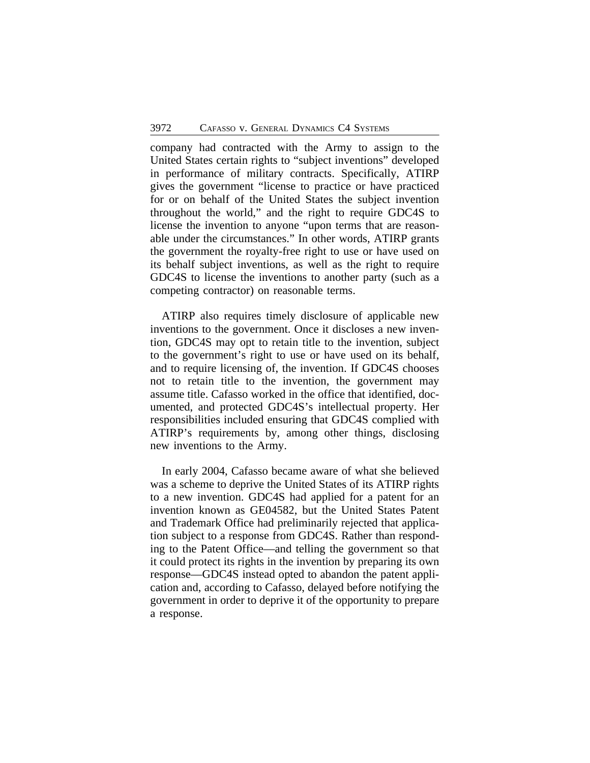company had contracted with the Army to assign to the United States certain rights to "subject inventions" developed in performance of military contracts. Specifically, ATIRP gives the government "license to practice or have practiced for or on behalf of the United States the subject invention throughout the world," and the right to require GDC4S to license the invention to anyone "upon terms that are reasonable under the circumstances." In other words, ATIRP grants the government the royalty-free right to use or have used on its behalf subject inventions, as well as the right to require GDC4S to license the inventions to another party (such as a competing contractor) on reasonable terms.

ATIRP also requires timely disclosure of applicable new inventions to the government. Once it discloses a new invention, GDC4S may opt to retain title to the invention, subject to the government's right to use or have used on its behalf, and to require licensing of, the invention. If GDC4S chooses not to retain title to the invention, the government may assume title. Cafasso worked in the office that identified, documented, and protected GDC4S's intellectual property. Her responsibilities included ensuring that GDC4S complied with ATIRP's requirements by, among other things, disclosing new inventions to the Army.

In early 2004, Cafasso became aware of what she believed was a scheme to deprive the United States of its ATIRP rights to a new invention. GDC4S had applied for a patent for an invention known as GE04582, but the United States Patent and Trademark Office had preliminarily rejected that application subject to a response from GDC4S. Rather than responding to the Patent Office—and telling the government so that it could protect its rights in the invention by preparing its own response—GDC4S instead opted to abandon the patent application and, according to Cafasso, delayed before notifying the government in order to deprive it of the opportunity to prepare a response.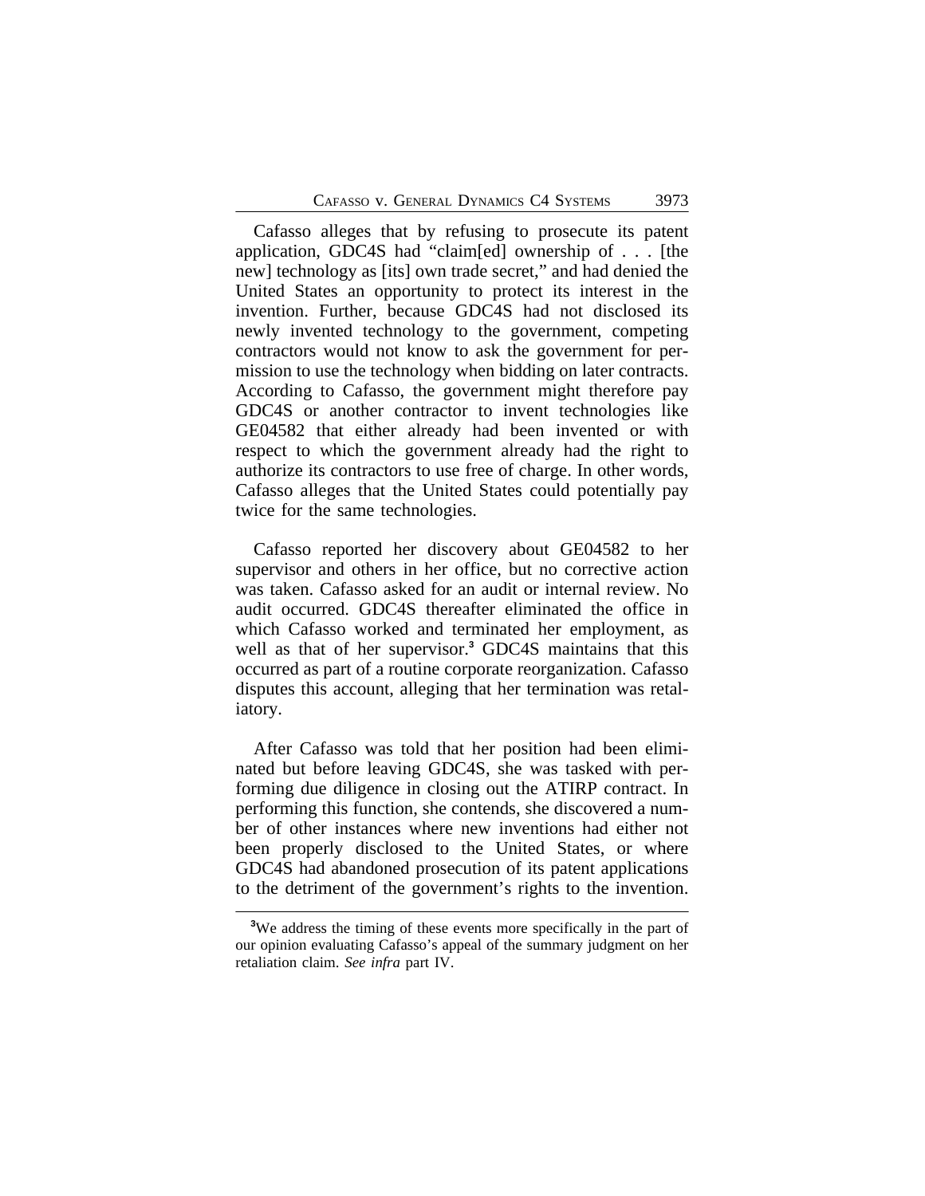Cafasso alleges that by refusing to prosecute its patent application, GDC4S had "claim[ed] ownership of . . . [the new] technology as [its] own trade secret," and had denied the United States an opportunity to protect its interest in the invention. Further, because GDC4S had not disclosed its newly invented technology to the government, competing contractors would not know to ask the government for permission to use the technology when bidding on later contracts. According to Cafasso, the government might therefore pay GDC4S or another contractor to invent technologies like GE04582 that either already had been invented or with respect to which the government already had the right to authorize its contractors to use free of charge. In other words, Cafasso alleges that the United States could potentially pay twice for the same technologies.

Cafasso reported her discovery about GE04582 to her supervisor and others in her office, but no corrective action was taken. Cafasso asked for an audit or internal review. No audit occurred. GDC4S thereafter eliminated the office in which Cafasso worked and terminated her employment, as well as that of her supervisor.[3] GDC4S maintains that this occurred as part of a routine corporate reorganization. Cafasso disputes this account, alleging that her termination was retaliatory.

After Cafasso was told that her position had been eliminated but before leaving GDC4S, she was tasked with performing due diligence in closing out the ATIRP contract. In performing this function, she contends, she discovered a number of other instances where new inventions had either not been properly disclosed to the United States, or where GDC4S had abandoned prosecution of its patent applications to the detriment of the government's rights to the invention.

[3]We address the timing of these events more specifically in the part of our opinion evaluating Cafasso's appeal of the summary judgment on her retaliation claim. *See infra* part IV.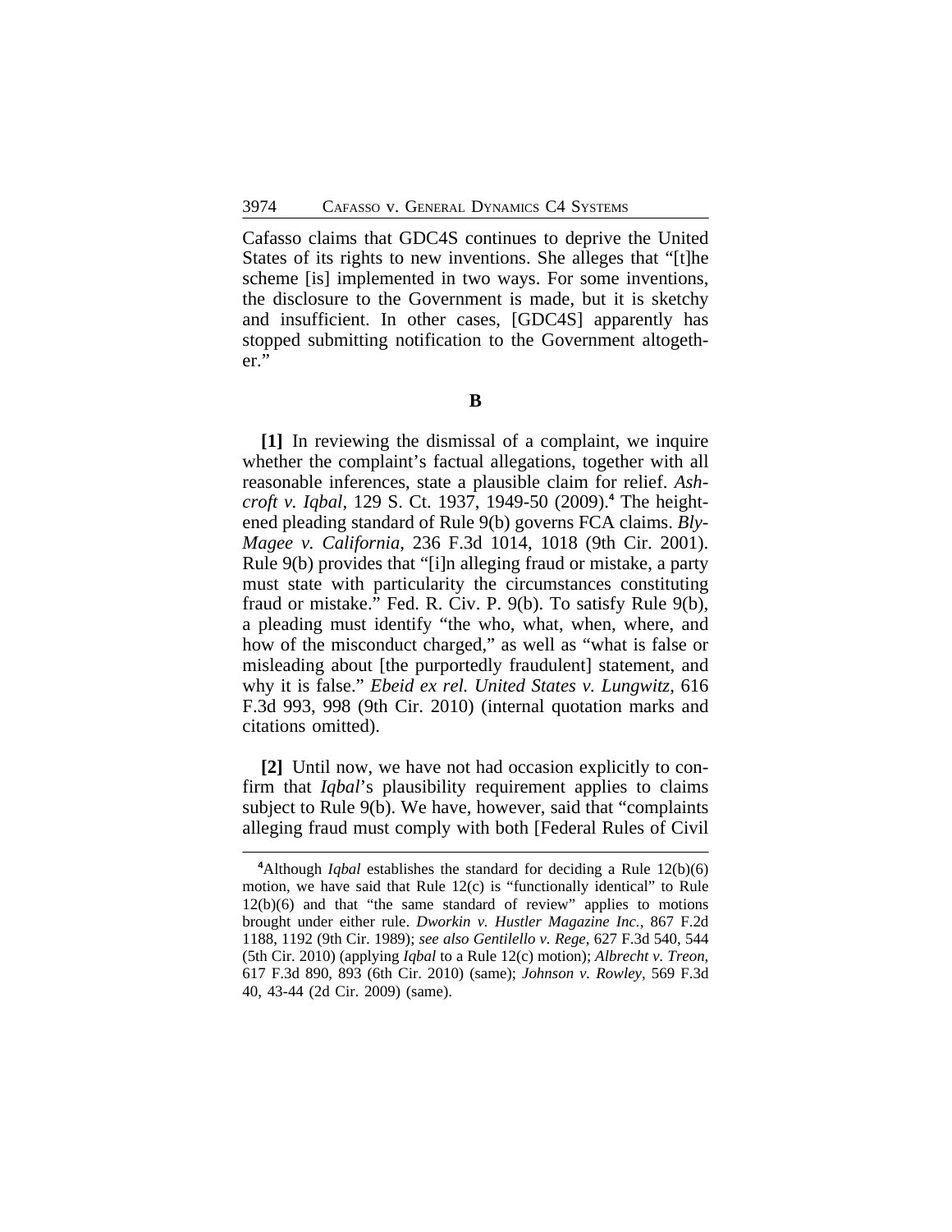Cafasso claims that GDC4S continues to deprive the United States of its rights to new inventions. She alleges that "[t]he scheme [is] implemented in two ways. For some inventions, the disclosure to the Government is made, but it is sketchy and insufficient. In other cases, [GDC4S] apparently has stopped submitting notification to the Government altogether."

### B

**[1]** In reviewing the dismissal of a complaint, we inquire whether the complaint's factual allegations, together with all reasonable inferences, state a plausible claim for relief. *Ashcroft v. Iqbal*, 129 S. Ct. 1937, 1949-50 (2009).[4] The heightened pleading standard of Rule 9(b) governs FCA claims. *Bly-Magee v. California*, 236 F.3d 1014, 1018 (9th Cir. 2001). Rule 9(b) provides that "[i]n alleging fraud or mistake, a party must state with particularity the circumstances constituting fraud or mistake." Fed. R. Civ. P. 9(b). To satisfy Rule 9(b), a pleading must identify "the who, what, when, where, and how of the misconduct charged," as well as "what is false or misleading about [the purportedly fraudulent] statement, and why it is false." *Ebeid ex rel. United States v. Lungwitz*, 616 F.3d 993, 998 (9th Cir. 2010) (internal quotation marks and citations omitted).

**[2]** Until now, we have not had occasion explicitly to confirm that *Iqbal*'s plausibility requirement applies to claims subject to Rule 9(b). We have, however, said that "complaints alleging fraud must comply with both [Federal Rules of Civil

---

[4]Although *Iqbal* establishes the standard for deciding a Rule 12(b)(6) motion, we have said that Rule 12(c) is "functionally identical" to Rule 12(b)(6) and that "the same standard of review" applies to motions brought under either rule. *Dworkin v. Hustler Magazine Inc.*, 867 F.2d 1188, 1192 (9th Cir. 1989); *see also Gentilello v. Rege*, 627 F.3d 540, 544 (5th Cir. 2010) (applying *Iqbal* to a Rule 12(c) motion); *Albrecht v. Treon*, 617 F.3d 890, 893 (6th Cir. 2010) (same); *Johnson v. Rowley*, 569 F.3d 40, 43-44 (2d Cir. 2009) (same).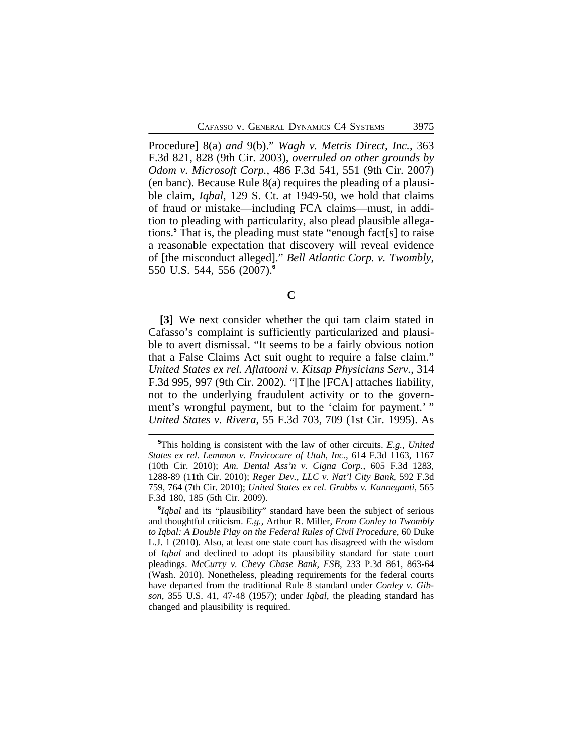Procedure] 8(a) *and* 9(b)." *Wagh v. Metris Direct, Inc.*, 363 F.3d 821, 828 (9th Cir. 2003), *overruled on other grounds by Odom v. Microsoft Corp.*, 486 F.3d 541, 551 (9th Cir. 2007) (en banc). Because Rule 8(a) requires the pleading of a plausible claim, *Iqbal*, 129 S. Ct. at 1949-50, we hold that claims of fraud or mistake—including FCA claims—must, in addition to pleading with particularity, also plead plausible allegations.[5] That is, the pleading must state "enough fact[s] to raise a reasonable expectation that discovery will reveal evidence of [the misconduct alleged]." *Bell Atlantic Corp. v. Twombly*, 550 U.S. 544, 556 (2007).[6]

### C

**[3]** We next consider whether the qui tam claim stated in Cafasso's complaint is sufficiently particularized and plausible to avert dismissal. "It seems to be a fairly obvious notion that a False Claims Act suit ought to require a false claim." *United States ex rel. Aflatooni v. Kitsap Physicians Serv.*, 314 F.3d 995, 997 (9th Cir. 2002). "[T]he [FCA] attaches liability, not to the underlying fraudulent activity or to the government's wrongful payment, but to the 'claim for payment.' " *United States v. Rivera*, 55 F.3d 703, 709 (1st Cir. 1995). As

---

[5]This holding is consistent with the law of other circuits. *E.g.*, *United States ex rel. Lemmon v. Envirocare of Utah, Inc.*, 614 F.3d 1163, 1167 (10th Cir. 2010); *Am. Dental Ass'n v. Cigna Corp.*, 605 F.3d 1283, 1288-89 (11th Cir. 2010); *Reger Dev., LLC v. Nat'l City Bank*, 592 F.3d 759, 764 (7th Cir. 2010); *United States ex rel. Grubbs v. Kanneganti*, 565 F.3d 180, 185 (5th Cir. 2009).

[6]*Iqbal* and its "plausibility" standard have been the subject of serious and thoughtful criticism. *E.g.*, Arthur R. Miller, *From Conley to Twombly to Iqbal: A Double Play on the Federal Rules of Civil Procedure*, 60 Duke L.J. 1 (2010). Also, at least one state court has disagreed with the wisdom of *Iqbal* and declined to adopt its plausibility standard for state court pleadings. *McCurry v. Chevy Chase Bank, FSB*, 233 P.3d 861, 863-64 (Wash. 2010). Nonetheless, pleading requirements for the federal courts have departed from the traditional Rule 8 standard under *Conley v. Gibson*, 355 U.S. 41, 47-48 (1957); under *Iqbal*, the pleading standard has changed and plausibility is required.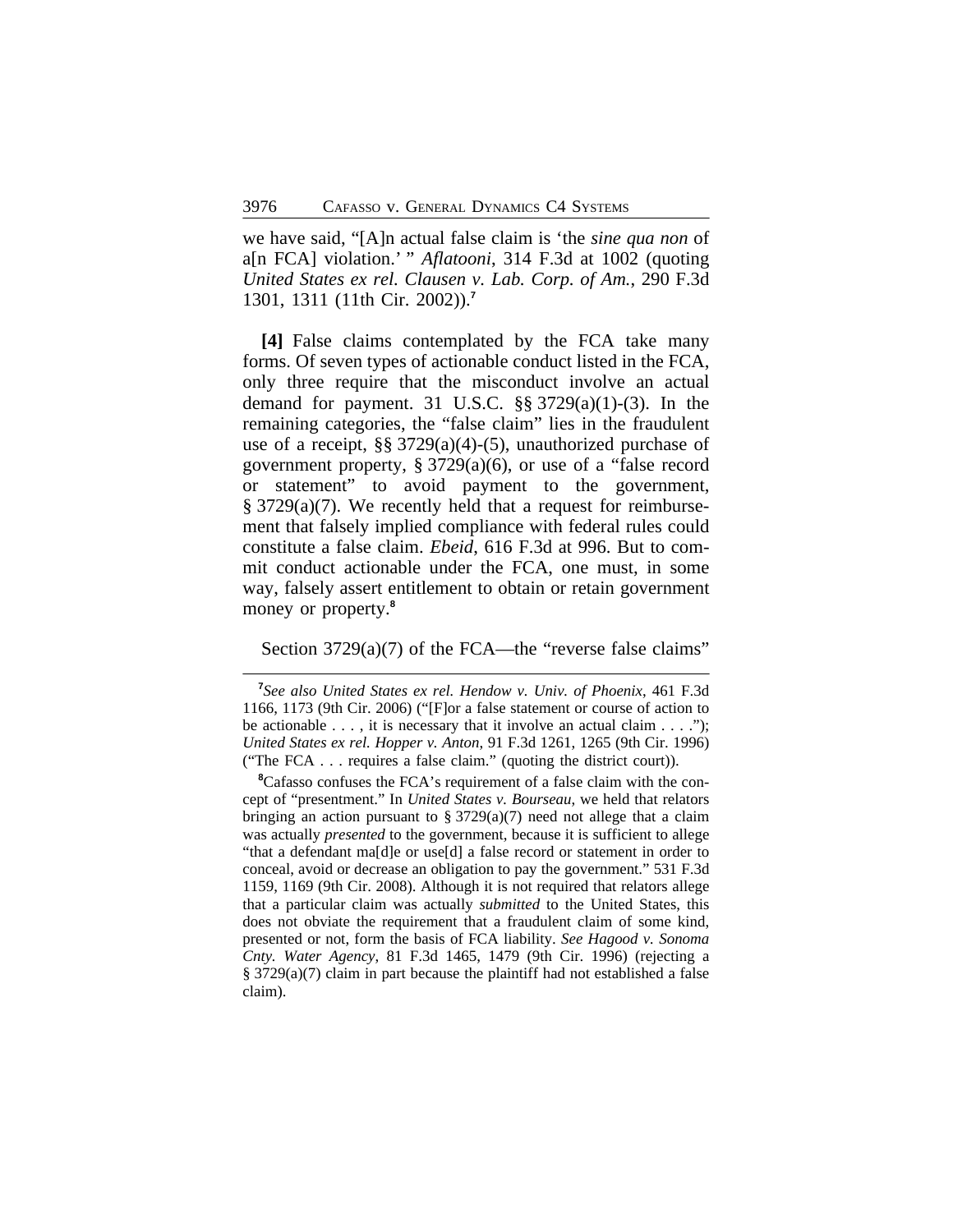we have said, "[A]n actual false claim is 'the *sine qua non* of a[n FCA] violation.' " *Aflatooni*, 314 F.3d at 1002 (quoting *United States ex rel. Clausen v. Lab. Corp. of Am.*, 290 F.3d 1301, 1311 (11th Cir. 2002)).[7]

**[4]** False claims contemplated by the FCA take many forms. Of seven types of actionable conduct listed in the FCA, only three require that the misconduct involve an actual demand for payment. 31 U.S.C. §§ 3729(a)(1)-(3). In the remaining categories, the "false claim" lies in the fraudulent use of a receipt, §§ 3729(a)(4)-(5), unauthorized purchase of government property, § 3729(a)(6), or use of a "false record or statement" to avoid payment to the government, § 3729(a)(7). We recently held that a request for reimbursement that falsely implied compliance with federal rules could constitute a false claim. *Ebeid*, 616 F.3d at 996. But to commit conduct actionable under the FCA, one must, in some way, falsely assert entitlement to obtain or retain government money or property.[8]

Section 3729(a)(7) of the FCA—the "reverse false claims"

---

[7] *See also United States ex rel. Hendow v. Univ. of Phoenix*, 461 F.3d 1166, 1173 (9th Cir. 2006) ("[F]or a false statement or course of action to be actionable . . . , it is necessary that it involve an actual claim . . . ."); *United States ex rel. Hopper v. Anton*, 91 F.3d 1261, 1265 (9th Cir. 1996) ("The FCA . . . requires a false claim." (quoting the district court)).

[8] Cafasso confuses the FCA's requirement of a false claim with the concept of "presentment." In *United States v. Bourseau*, we held that relators bringing an action pursuant to § 3729(a)(7) need not allege that a claim was actually *presented* to the government, because it is sufficient to allege "that a defendant ma[d]e or use[d] a false record or statement in order to conceal, avoid or decrease an obligation to pay the government." 531 F.3d 1159, 1169 (9th Cir. 2008). Although it is not required that relators allege that a particular claim was actually *submitted* to the United States, this does not obviate the requirement that a fraudulent claim of some kind, presented or not, form the basis of FCA liability. *See Hagood v. Sonoma Cnty. Water Agency*, 81 F.3d 1465, 1479 (9th Cir. 1996) (rejecting a § 3729(a)(7) claim in part because the plaintiff had not established a false claim).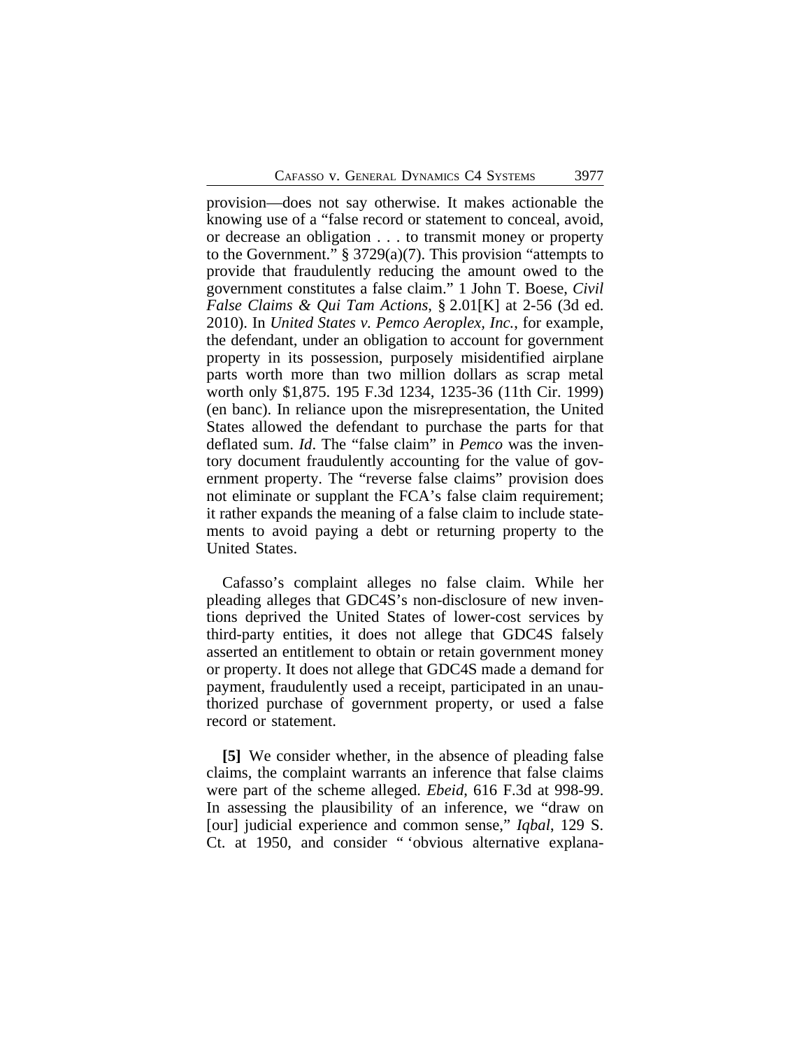provision—does not say otherwise. It makes actionable the knowing use of a "false record or statement to conceal, avoid, or decrease an obligation . . . to transmit money or property to the Government." § 3729(a)(7). This provision "attempts to provide that fraudulently reducing the amount owed to the government constitutes a false claim." 1 John T. Boese, *Civil False Claims & Qui Tam Actions*, § 2.01[K] at 2-56 (3d ed. 2010). In *United States v. Pemco Aeroplex, Inc.*, for example, the defendant, under an obligation to account for government property in its possession, purposely misidentified airplane parts worth more than two million dollars as scrap metal worth only $1,875. 195 F.3d 1234, 1235-36 (11th Cir. 1999) (en banc). In reliance upon the misrepresentation, the United States allowed the defendant to purchase the parts for that deflated sum. *Id*. The "false claim" in *Pemco* was the inventory document fraudulently accounting for the value of government property. The "reverse false claims" provision does not eliminate or supplant the FCA's false claim requirement; it rather expands the meaning of a false claim to include statements to avoid paying a debt or returning property to the United States.

Cafasso's complaint alleges no false claim. While her pleading alleges that GDC4S's non-disclosure of new inventions deprived the United States of lower-cost services by third-party entities, it does not allege that GDC4S falsely asserted an entitlement to obtain or retain government money or property. It does not allege that GDC4S made a demand for payment, fraudulently used a receipt, participated in an unauthorized purchase of government property, or used a false record or statement.

**[5]** We consider whether, in the absence of pleading false claims, the complaint warrants an inference that false claims were part of the scheme alleged. *Ebeid*, 616 F.3d at 998-99. In assessing the plausibility of an inference, we "draw on [our] judicial experience and common sense," *Iqbal*, 129 S. Ct. at 1950, and consider " 'obvious alternative explana-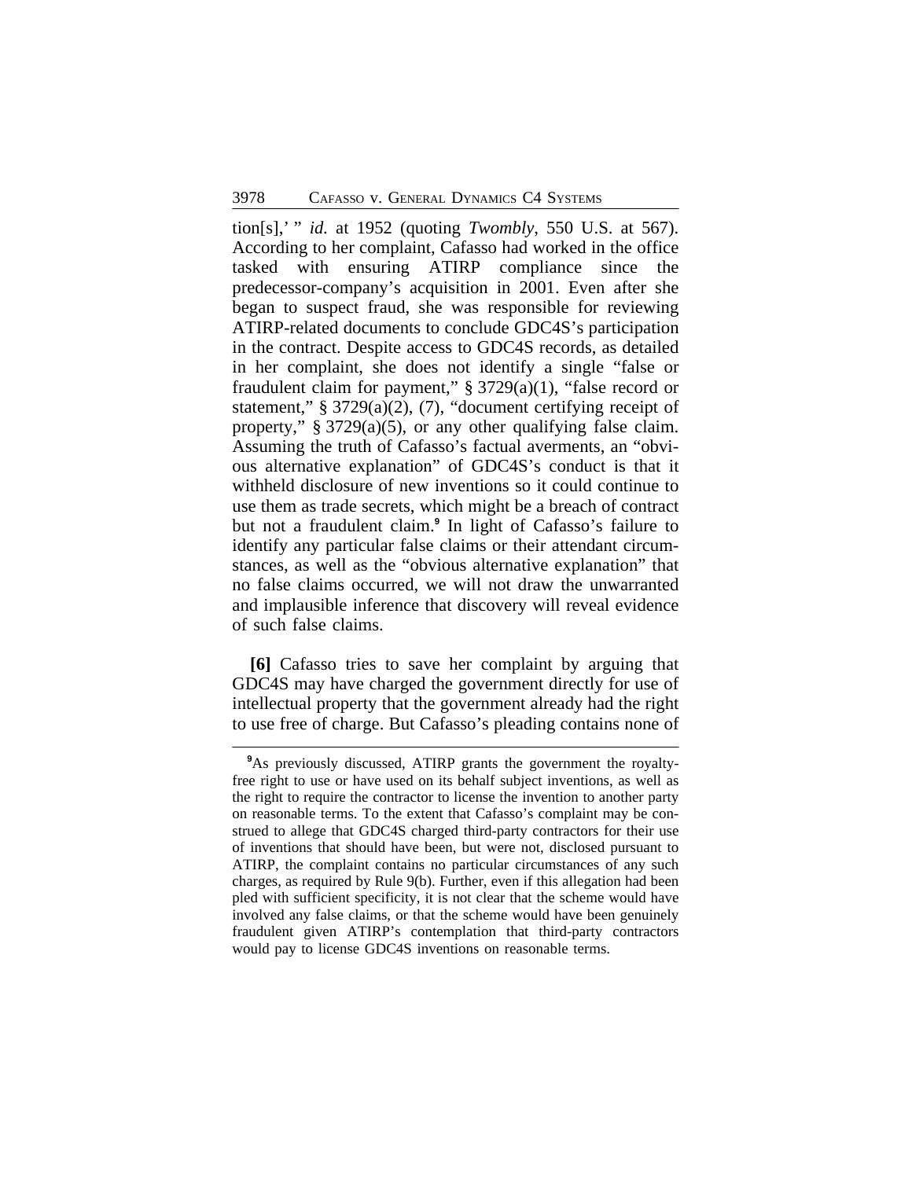tion[s],' " *id.* at 1952 (quoting *Twombly*, 550 U.S. at 567). According to her complaint, Cafasso had worked in the office tasked with ensuring ATIRP compliance since the predecessor-company's acquisition in 2001. Even after she began to suspect fraud, she was responsible for reviewing ATIRP-related documents to conclude GDC4S's participation in the contract. Despite access to GDC4S records, as detailed in her complaint, she does not identify a single "false or fraudulent claim for payment," § 3729(a)(1), "false record or statement," § 3729(a)(2), (7), "document certifying receipt of property," § 3729(a)(5), or any other qualifying false claim. Assuming the truth of Cafasso's factual averments, an "obvious alternative explanation" of GDC4S's conduct is that it withheld disclosure of new inventions so it could continue to use them as trade secrets, which might be a breach of contract but not a fraudulent claim.[9] In light of Cafasso's failure to identify any particular false claims or their attendant circumstances, as well as the "obvious alternative explanation" that no false claims occurred, we will not draw the unwarranted and implausible inference that discovery will reveal evidence of such false claims.

**[6]** Cafasso tries to save her complaint by arguing that GDC4S may have charged the government directly for use of intellectual property that the government already had the right to use free of charge. But Cafasso's pleading contains none of

[9]As previously discussed, ATIRP grants the government the royalty-free right to use or have used on its behalf subject inventions, as well as the right to require the contractor to license the invention to another party on reasonable terms. To the extent that Cafasso's complaint may be construed to allege that GDC4S charged third-party contractors for their use of inventions that should have been, but were not, disclosed pursuant to ATIRP, the complaint contains no particular circumstances of any such charges, as required by Rule 9(b). Further, even if this allegation had been pled with sufficient specificity, it is not clear that the scheme would have involved any false claims, or that the scheme would have been genuinely fraudulent given ATIRP's contemplation that third-party contractors would pay to license GDC4S inventions on reasonable terms.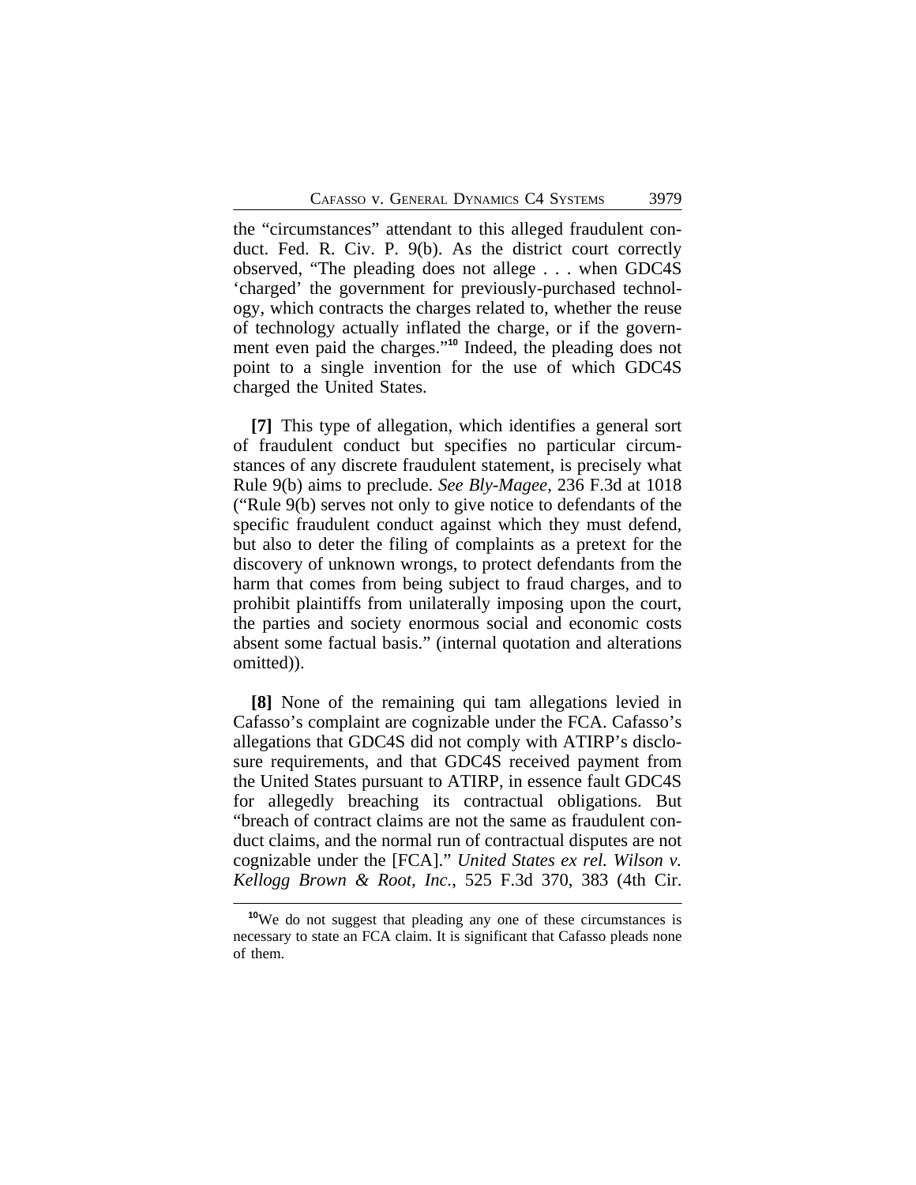the "circumstances" attendant to this alleged fraudulent conduct. Fed. R. Civ. P. 9(b). As the district court correctly observed, "The pleading does not allege . . . when GDC4S 'charged' the government for previously-purchased technology, which contracts the charges related to, whether the reuse of technology actually inflated the charge, or if the government even paid the charges."[10] Indeed, the pleading does not point to a single invention for the use of which GDC4S charged the United States.

**[7]** This type of allegation, which identifies a general sort of fraudulent conduct but specifies no particular circumstances of any discrete fraudulent statement, is precisely what Rule 9(b) aims to preclude. *See Bly-Magee*, 236 F.3d at 1018 ("Rule 9(b) serves not only to give notice to defendants of the specific fraudulent conduct against which they must defend, but also to deter the filing of complaints as a pretext for the discovery of unknown wrongs, to protect defendants from the harm that comes from being subject to fraud charges, and to prohibit plaintiffs from unilaterally imposing upon the court, the parties and society enormous social and economic costs absent some factual basis." (internal quotation and alterations omitted)).

**[8]** None of the remaining qui tam allegations levied in Cafasso's complaint are cognizable under the FCA. Cafasso's allegations that GDC4S did not comply with ATIRP's disclosure requirements, and that GDC4S received payment from the United States pursuant to ATIRP, in essence fault GDC4S for allegedly breaching its contractual obligations. But "breach of contract claims are not the same as fraudulent conduct claims, and the normal run of contractual disputes are not cognizable under the [FCA]." *United States ex rel. Wilson v. Kellogg Brown & Root, Inc.*, 525 F.3d 370, 383 (4th Cir.

---

[10] We do not suggest that pleading any one of these circumstances is necessary to state an FCA claim. It is significant that Cafasso pleads none of them.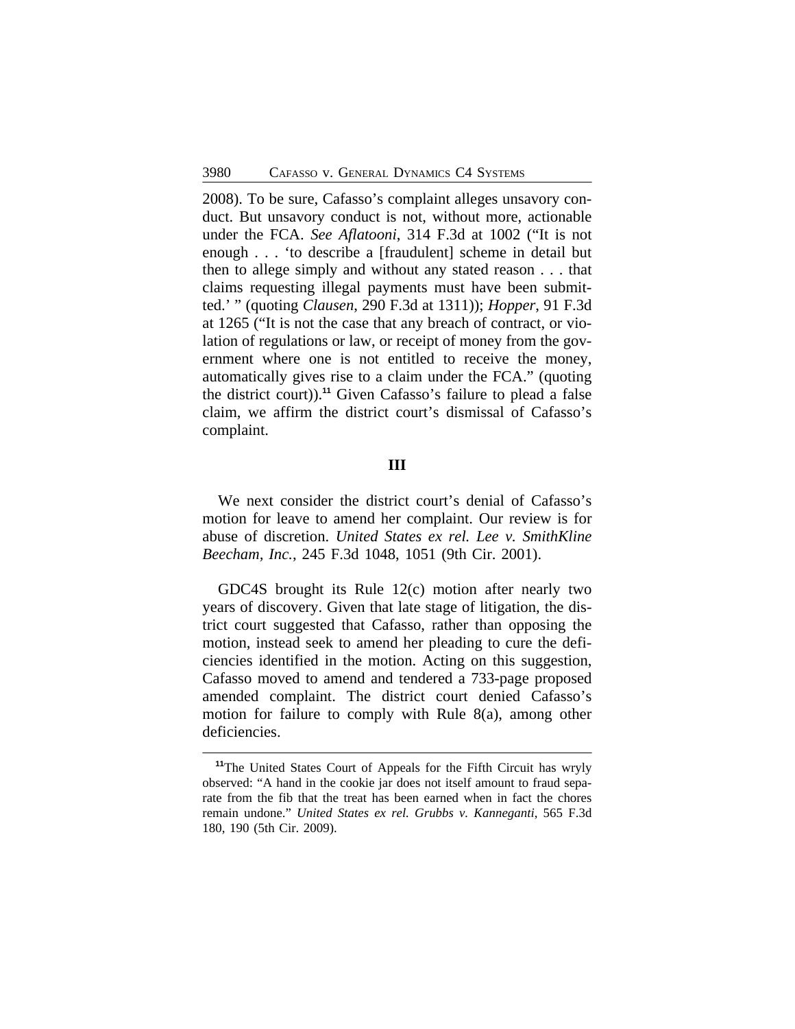2008). To be sure, Cafasso's complaint alleges unsavory conduct. But unsavory conduct is not, without more, actionable under the FCA. *See Aflatooni*, 314 F.3d at 1002 ("It is not enough . . . 'to describe a [fraudulent] scheme in detail but then to allege simply and without any stated reason . . . that claims requesting illegal payments must have been submitted.' " (quoting *Clausen*, 290 F.3d at 1311)); *Hopper*, 91 F.3d at 1265 ("It is not the case that any breach of contract, or violation of regulations or law, or receipt of money from the government where one is not entitled to receive the money, automatically gives rise to a claim under the FCA." (quoting the district court)).[11] Given Cafasso's failure to plead a false claim, we affirm the district court's dismissal of Cafasso's complaint.

## III

We next consider the district court's denial of Cafasso's motion for leave to amend her complaint. Our review is for abuse of discretion. *United States ex rel. Lee v. SmithKline Beecham, Inc.*, 245 F.3d 1048, 1051 (9th Cir. 2001).

GDC4S brought its Rule 12(c) motion after nearly two years of discovery. Given that late stage of litigation, the district court suggested that Cafasso, rather than opposing the motion, instead seek to amend her pleading to cure the deficiencies identified in the motion. Acting on this suggestion, Cafasso moved to amend and tendered a 733-page proposed amended complaint. The district court denied Cafasso's motion for failure to comply with Rule 8(a), among other deficiencies.

---

[11] The United States Court of Appeals for the Fifth Circuit has wryly observed: "A hand in the cookie jar does not itself amount to fraud separate from the fib that the treat has been earned when in fact the chores remain undone." *United States ex rel. Grubbs v. Kanneganti*, 565 F.3d 180, 190 (5th Cir. 2009).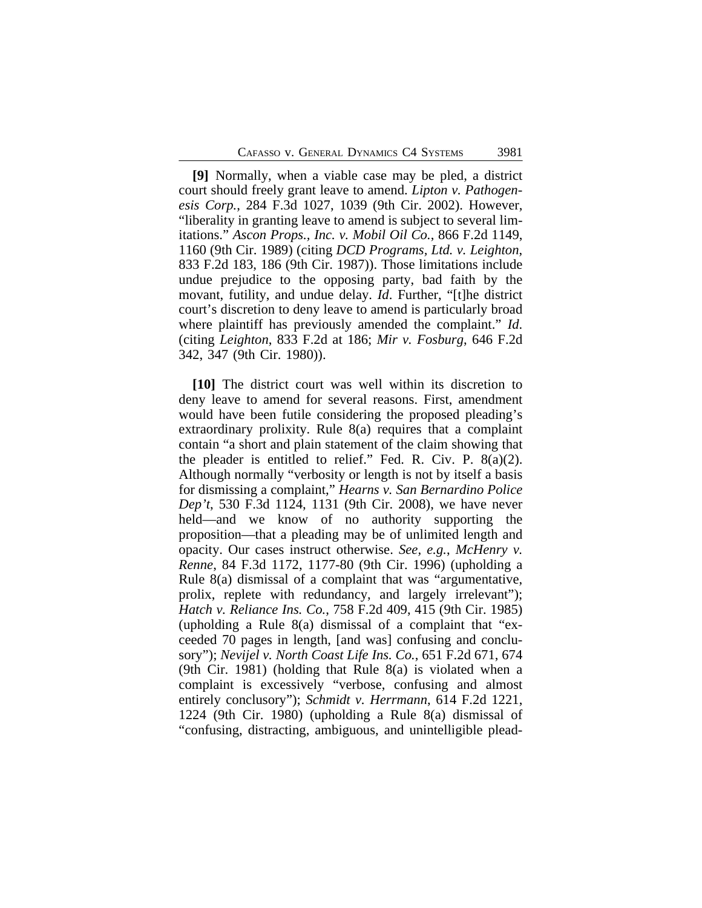**[9]** Normally, when a viable case may be pled, a district court should freely grant leave to amend. *Lipton v. Pathogenesis Corp.*, 284 F.3d 1027, 1039 (9th Cir. 2002). However, "liberality in granting leave to amend is subject to several limitations." *Ascon Props., Inc. v. Mobil Oil Co.*, 866 F.2d 1149, 1160 (9th Cir. 1989) (citing *DCD Programs, Ltd. v. Leighton*, 833 F.2d 183, 186 (9th Cir. 1987)). Those limitations include undue prejudice to the opposing party, bad faith by the movant, futility, and undue delay. *Id*. Further, "[t]he district court's discretion to deny leave to amend is particularly broad where plaintiff has previously amended the complaint." *Id*. (citing *Leighton*, 833 F.2d at 186; *Mir v. Fosburg*, 646 F.2d 342, 347 (9th Cir. 1980)).

**[10]** The district court was well within its discretion to deny leave to amend for several reasons. First, amendment would have been futile considering the proposed pleading's extraordinary prolixity. Rule 8(a) requires that a complaint contain "a short and plain statement of the claim showing that the pleader is entitled to relief." Fed. R. Civ. P. 8(a)(2). Although normally "verbosity or length is not by itself a basis for dismissing a complaint," *Hearns v. San Bernardino Police Dep't*, 530 F.3d 1124, 1131 (9th Cir. 2008), we have never held—and we know of no authority supporting the proposition—that a pleading may be of unlimited length and opacity. Our cases instruct otherwise. *See, e.g.*, *McHenry v. Renne*, 84 F.3d 1172, 1177-80 (9th Cir. 1996) (upholding a Rule 8(a) dismissal of a complaint that was "argumentative, prolix, replete with redundancy, and largely irrelevant"); *Hatch v. Reliance Ins. Co.*, 758 F.2d 409, 415 (9th Cir. 1985) (upholding a Rule 8(a) dismissal of a complaint that "exceeded 70 pages in length, [and was] confusing and conclusory"); *Nevijel v. North Coast Life Ins. Co.*, 651 F.2d 671, 674 (9th Cir. 1981) (holding that Rule 8(a) is violated when a complaint is excessively "verbose, confusing and almost entirely conclusory"); *Schmidt v. Herrmann*, 614 F.2d 1221, 1224 (9th Cir. 1980) (upholding a Rule 8(a) dismissal of "confusing, distracting, ambiguous, and unintelligible plead-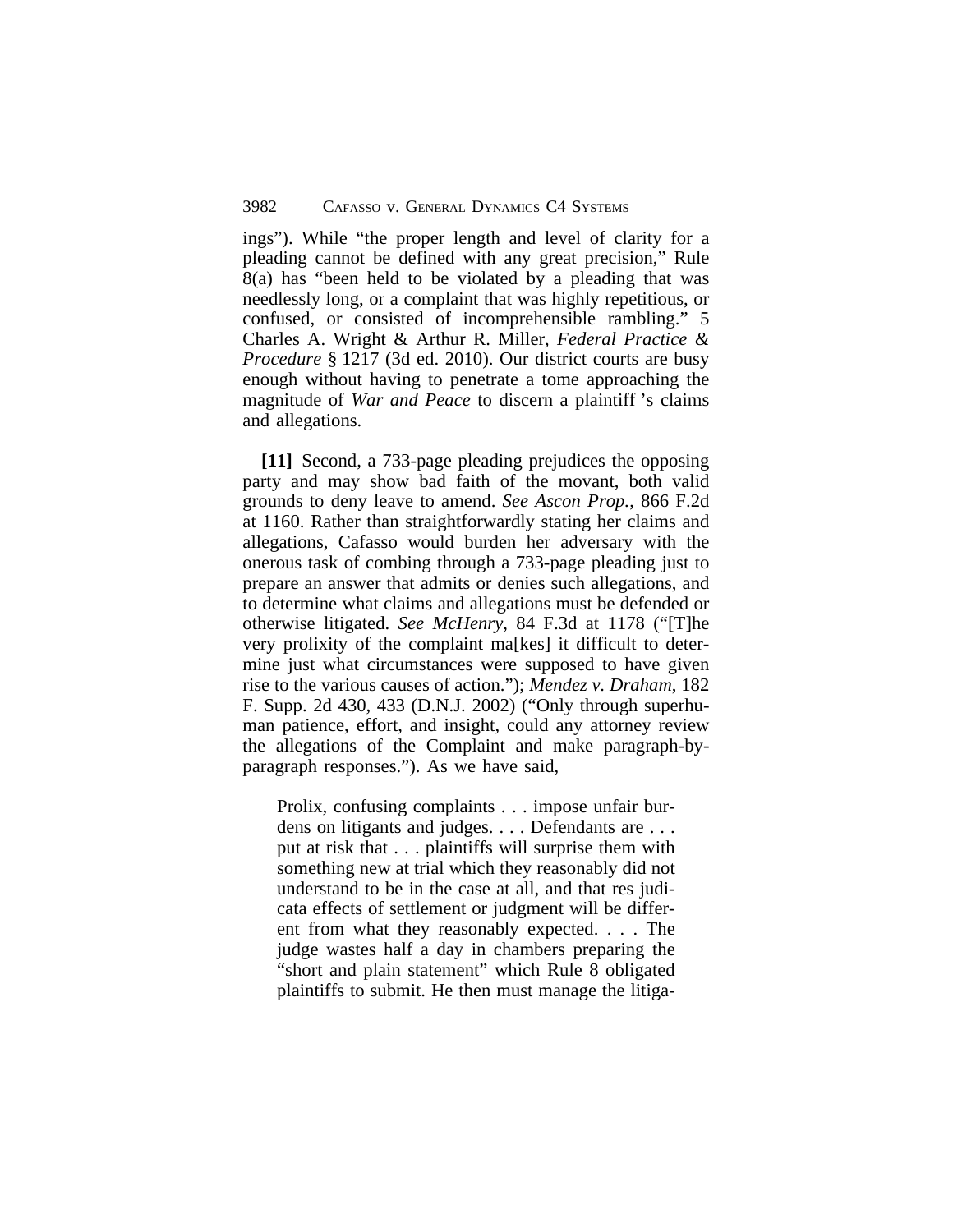ings"). While "the proper length and level of clarity for a pleading cannot be defined with any great precision," Rule 8(a) has "been held to be violated by a pleading that was needlessly long, or a complaint that was highly repetitious, or confused, or consisted of incomprehensible rambling." 5 Charles A. Wright & Arthur R. Miller, *Federal Practice & Procedure* § 1217 (3d ed. 2010). Our district courts are busy enough without having to penetrate a tome approaching the magnitude of *War and Peace* to discern a plaintiff's claims and allegations.

**[11]** Second, a 733-page pleading prejudices the opposing party and may show bad faith of the movant, both valid grounds to deny leave to amend. *See Ascon Prop.*, 866 F.2d at 1160. Rather than straightforwardly stating her claims and allegations, Cafasso would burden her adversary with the onerous task of combing through a 733-page pleading just to prepare an answer that admits or denies such allegations, and to determine what claims and allegations must be defended or otherwise litigated. *See McHenry*, 84 F.3d at 1178 ("[T]he very prolixity of the complaint ma[kes] it difficult to determine just what circumstances were supposed to have given rise to the various causes of action."); *Mendez v. Draham*, 182 F. Supp. 2d 430, 433 (D.N.J. 2002) ("Only through superhuman patience, effort, and insight, could any attorney review the allegations of the Complaint and make paragraph-by-paragraph responses."). As we have said,

> Prolix, confusing complaints . . . impose unfair burdens on litigants and judges. . . . Defendants are . . . put at risk that . . . plaintiffs will surprise them with something new at trial which they reasonably did not understand to be in the case at all, and that res judicata effects of settlement or judgment will be different from what they reasonably expected. . . . The judge wastes half a day in chambers preparing the "short and plain statement" which Rule 8 obligated plaintiffs to submit. He then must manage the litiga-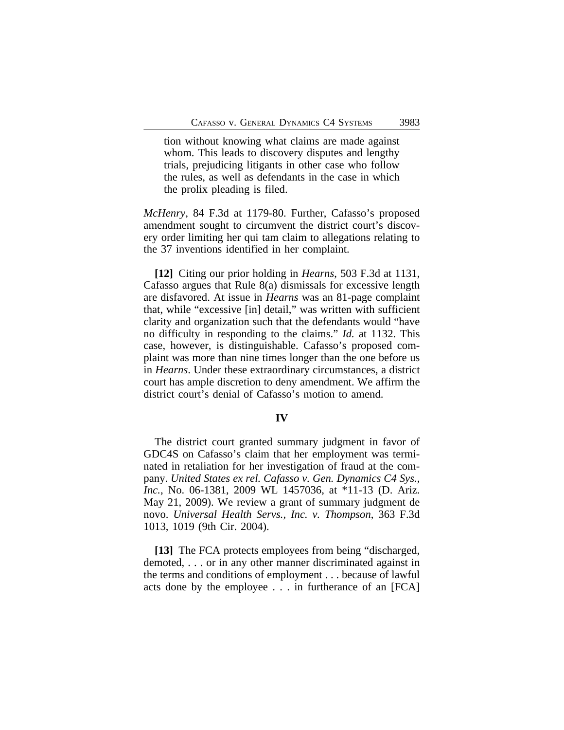> tion without knowing what claims are made against whom. This leads to discovery disputes and lengthy trials, prejudicing litigants in other case who follow the rules, as well as defendants in the case in which the prolix pleading is filed.

*McHenry*, 84 F.3d at 1179-80. Further, Cafasso's proposed amendment sought to circumvent the district court's discovery order limiting her qui tam claim to allegations relating to the 37 inventions identified in her complaint.

**[12]** Citing our prior holding in *Hearns*, 503 F.3d at 1131, Cafasso argues that Rule 8(a) dismissals for excessive length are disfavored. At issue in *Hearns* was an 81-page complaint that, while "excessive [in] detail," was written with sufficient clarity and organization such that the defendants would "have no difficulty in responding to the claims." *Id.* at 1132. This case, however, is distinguishable. Cafasso's proposed complaint was more than nine times longer than the one before us in *Hearns*. Under these extraordinary circumstances, a district court has ample discretion to deny amendment. We affirm the district court's denial of Cafasso's motion to amend.

## IV

The district court granted summary judgment in favor of GDC4S on Cafasso's claim that her employment was terminated in retaliation for her investigation of fraud at the company. *United States ex rel. Cafasso v. Gen. Dynamics C4 Sys., Inc.*, No. 06-1381, 2009 WL 1457036, at *11-13 (D. Ariz. May 21, 2009). We review a grant of summary judgment de novo. *Universal Health Servs., Inc. v. Thompson*, 363 F.3d 1013, 1019 (9th Cir. 2004).

**[13]** The FCA protects employees from being "discharged, demoted, . . . or in any other manner discriminated against in the terms and conditions of employment . . . because of lawful acts done by the employee . . . in furtherance of an [FCA]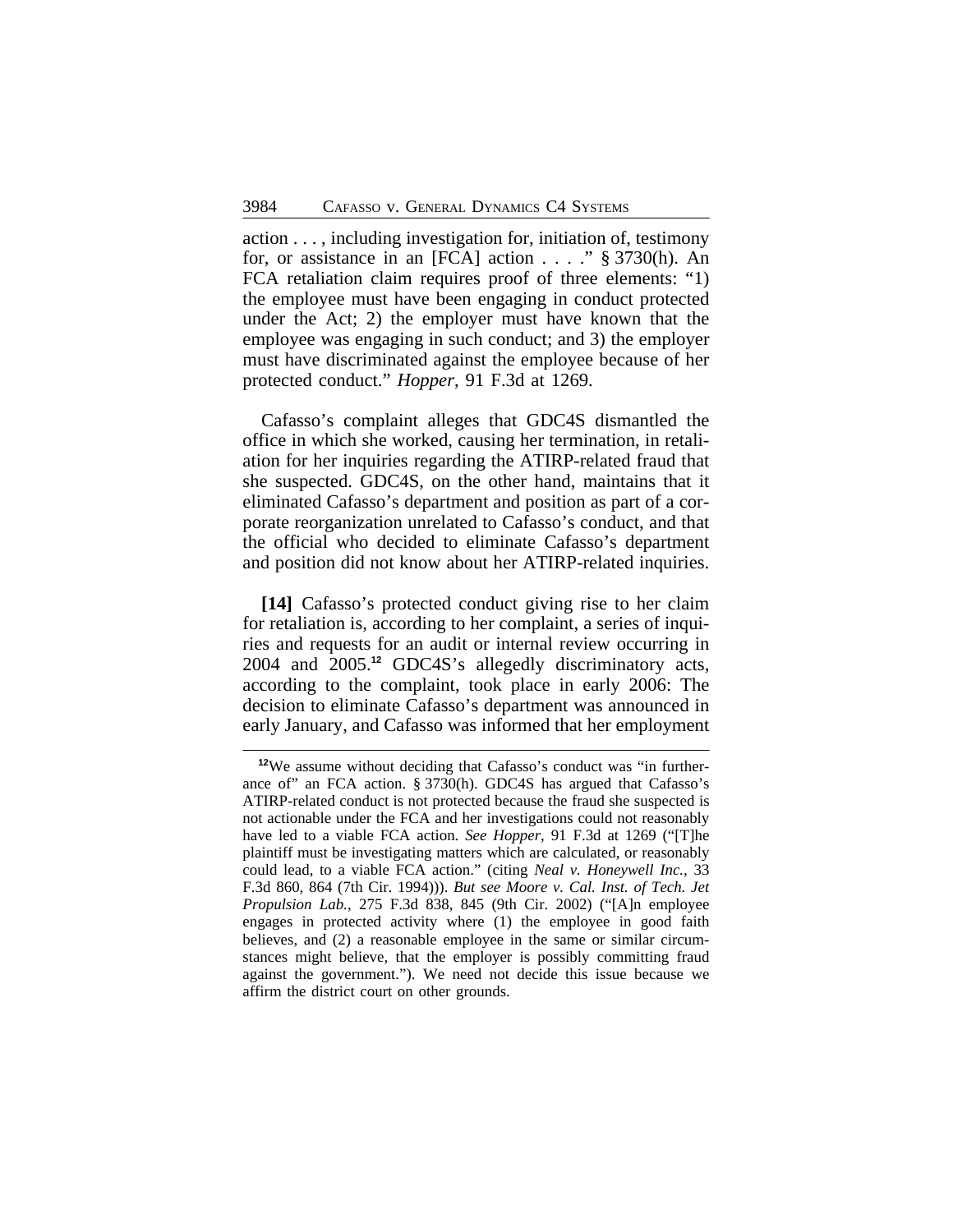action . . . , including investigation for, initiation of, testimony for, or assistance in an [FCA] action . . . ." § 3730(h). An FCA retaliation claim requires proof of three elements: "1) the employee must have been engaging in conduct protected under the Act; 2) the employer must have known that the employee was engaging in such conduct; and 3) the employer must have discriminated against the employee because of her protected conduct." *Hopper*, 91 F.3d at 1269.

Cafasso's complaint alleges that GDC4S dismantled the office in which she worked, causing her termination, in retaliation for her inquiries regarding the ATIRP-related fraud that she suspected. GDC4S, on the other hand, maintains that it eliminated Cafasso's department and position as part of a corporate reorganization unrelated to Cafasso's conduct, and that the official who decided to eliminate Cafasso's department and position did not know about her ATIRP-related inquiries.

**[14]** Cafasso's protected conduct giving rise to her claim for retaliation is, according to her complaint, a series of inquiries and requests for an audit or internal review occurring in 2004 and 2005.[12] GDC4S's allegedly discriminatory acts, according to the complaint, took place in early 2006: The decision to eliminate Cafasso's department was announced in early January, and Cafasso was informed that her employment

[12] We assume without deciding that Cafasso's conduct was "in furtherance of" an FCA action. § 3730(h). GDC4S has argued that Cafasso's ATIRP-related conduct is not protected because the fraud she suspected is not actionable under the FCA and her investigations could not reasonably have led to a viable FCA action. *See Hopper*, 91 F.3d at 1269 ("[T]he plaintiff must be investigating matters which are calculated, or reasonably could lead, to a viable FCA action." (citing *Neal v. Honeywell Inc.*, 33 F.3d 860, 864 (7th Cir. 1994))). *But see Moore v. Cal. Inst. of Tech. Jet Propulsion Lab.*, 275 F.3d 838, 845 (9th Cir. 2002) ("[A]n employee engages in protected activity where (1) the employee in good faith believes, and (2) a reasonable employee in the same or similar circumstances might believe, that the employer is possibly committing fraud against the government."). We need not decide this issue because we affirm the district court on other grounds.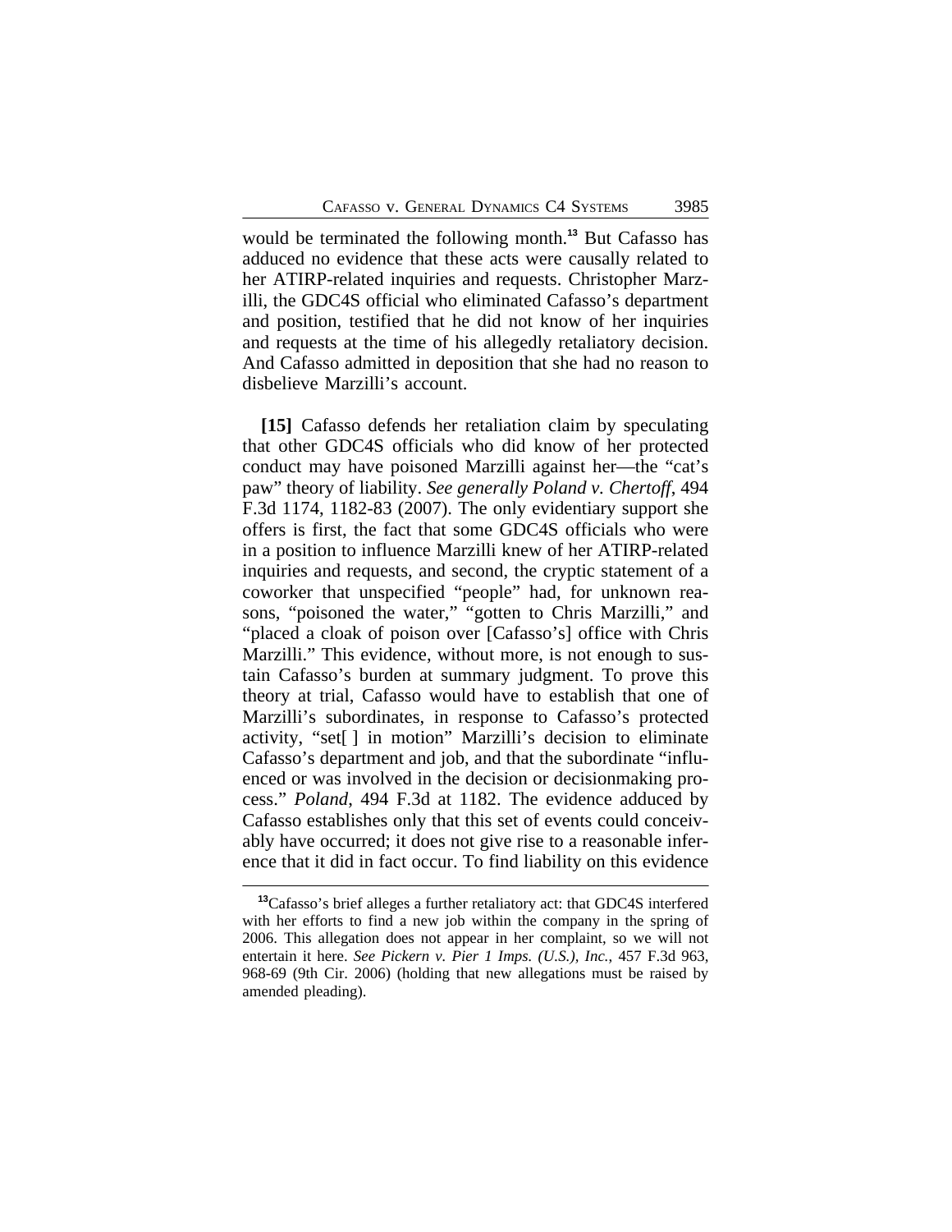would be terminated the following month.[13] But Cafasso has adduced no evidence that these acts were causally related to her ATIRP-related inquiries and requests. Christopher Marzilli, the GDC4S official who eliminated Cafasso's department and position, testified that he did not know of her inquiries and requests at the time of his allegedly retaliatory decision. And Cafasso admitted in deposition that she had no reason to disbelieve Marzilli's account.

**[15]** Cafasso defends her retaliation claim by speculating that other GDC4S officials who did know of her protected conduct may have poisoned Marzilli against her—the "cat's paw" theory of liability. *See generally Poland v. Chertoff*, 494 F.3d 1174, 1182-83 (2007). The only evidentiary support she offers is first, the fact that some GDC4S officials who were in a position to influence Marzilli knew of her ATIRP-related inquiries and requests, and second, the cryptic statement of a coworker that unspecified "people" had, for unknown reasons, "poisoned the water," "gotten to Chris Marzilli," and "placed a cloak of poison over [Cafasso's] office with Chris Marzilli." This evidence, without more, is not enough to sustain Cafasso's burden at summary judgment. To prove this theory at trial, Cafasso would have to establish that one of Marzilli's subordinates, in response to Cafasso's protected activity, "set[ ] in motion" Marzilli's decision to eliminate Cafasso's department and job, and that the subordinate "influenced or was involved in the decision or decisionmaking process." *Poland*, 494 F.3d at 1182. The evidence adduced by Cafasso establishes only that this set of events could conceivably have occurred; it does not give rise to a reasonable inference that it did in fact occur. To find liability on this evidence

---

[13]Cafasso's brief alleges a further retaliatory act: that GDC4S interfered with her efforts to find a new job within the company in the spring of 2006. This allegation does not appear in her complaint, so we will not entertain it here. *See Pickern v. Pier 1 Imps. (U.S.), Inc.*, 457 F.3d 963, 968-69 (9th Cir. 2006) (holding that new allegations must be raised by amended pleading).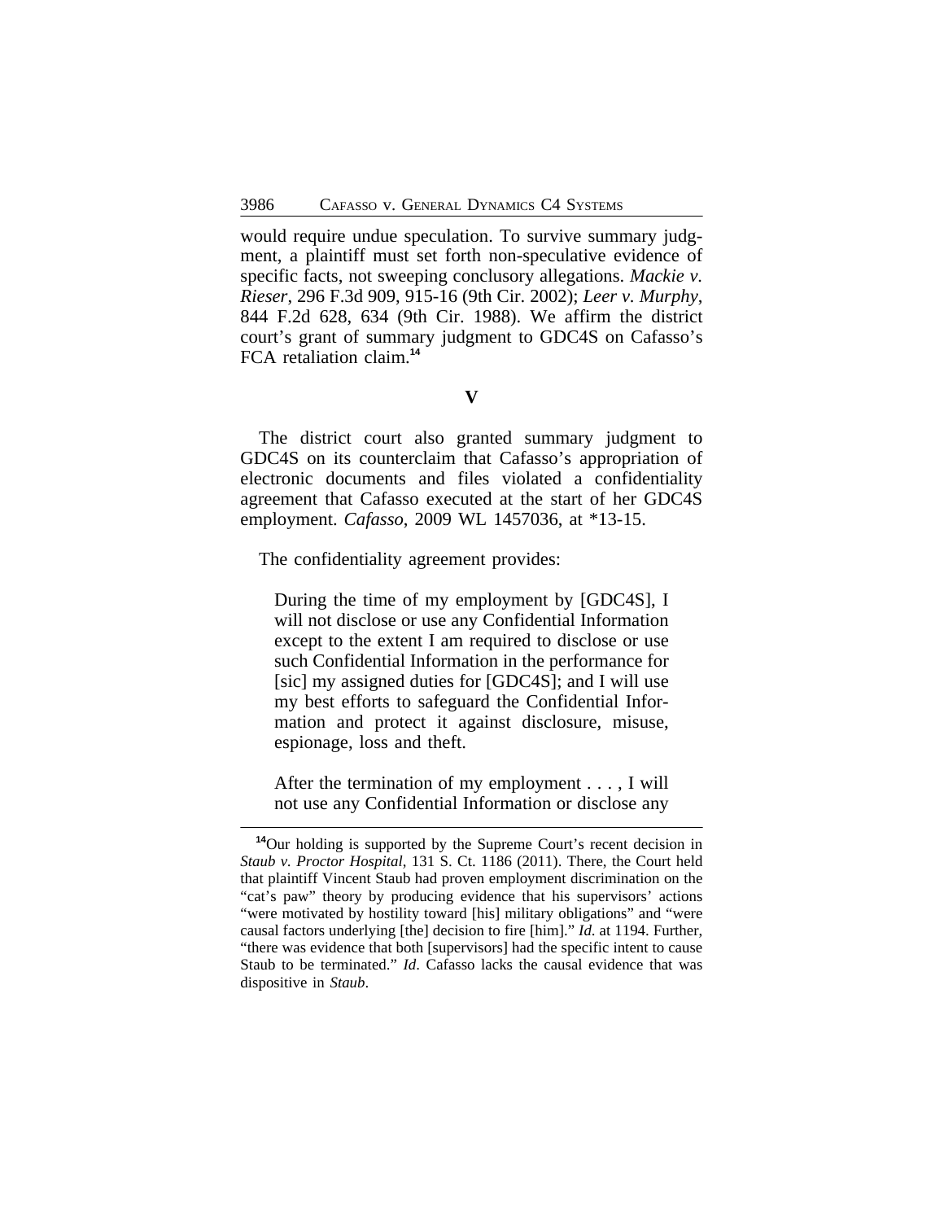would require undue speculation. To survive summary judgment, a plaintiff must set forth non-speculative evidence of specific facts, not sweeping conclusory allegations. *Mackie v. Rieser*, 296 F.3d 909, 915-16 (9th Cir. 2002); *Leer v. Murphy*, 844 F.2d 628, 634 (9th Cir. 1988). We affirm the district court's grant of summary judgment to GDC4S on Cafasso's FCA retaliation claim.[14]

## V

The district court also granted summary judgment to GDC4S on its counterclaim that Cafasso's appropriation of electronic documents and files violated a confidentiality agreement that Cafasso executed at the start of her GDC4S employment. *Cafasso*, 2009 WL 1457036, at *13-15.

The confidentiality agreement provides:

> During the time of my employment by [GDC4S], I will not disclose or use any Confidential Information except to the extent I am required to disclose or use such Confidential Information in the performance for [sic] my assigned duties for [GDC4S]; and I will use my best efforts to safeguard the Confidential Information and protect it against disclosure, misuse, espionage, loss and theft.
>
> After the termination of my employment . . . , I will not use any Confidential Information or disclose any

---

[14] Our holding is supported by the Supreme Court's recent decision in *Staub v. Proctor Hospital*, 131 S. Ct. 1186 (2011). There, the Court held that plaintiff Vincent Staub had proven employment discrimination on the "cat's paw" theory by producing evidence that his supervisors' actions "were motivated by hostility toward [his] military obligations" and "were causal factors underlying [the] decision to fire [him]." *Id*. at 1194. Further, "there was evidence that both [supervisors] had the specific intent to cause Staub to be terminated." *Id*. Cafasso lacks the causal evidence that was dispositive in *Staub*.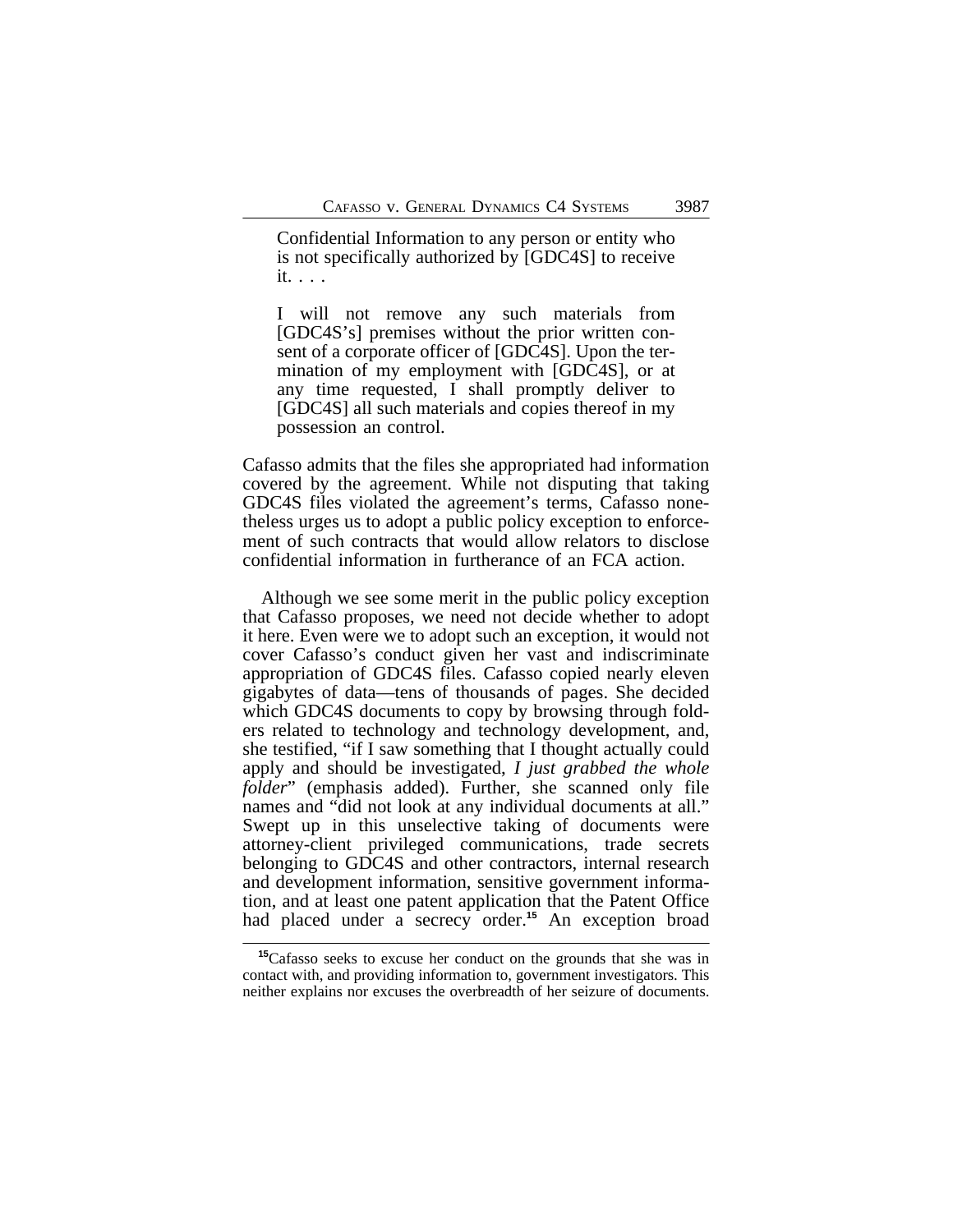> Confidential Information to any person or entity who is not specifically authorized by [GDC4S] to receive it. . . .
>
> I will not remove any such materials from [GDC4S's] premises without the prior written consent of a corporate officer of [GDC4S]. Upon the termination of my employment with [GDC4S], or at any time requested, I shall promptly deliver to [GDC4S] all such materials and copies thereof in my possession an control.

Cafasso admits that the files she appropriated had information covered by the agreement. While not disputing that taking GDC4S files violated the agreement's terms, Cafasso nonetheless urges us to adopt a public policy exception to enforcement of such contracts that would allow relators to disclose confidential information in furtherance of an FCA action.

Although we see some merit in the public policy exception that Cafasso proposes, we need not decide whether to adopt it here. Even were we to adopt such an exception, it would not cover Cafasso's conduct given her vast and indiscriminate appropriation of GDC4S files. Cafasso copied nearly eleven gigabytes of data—tens of thousands of pages. She decided which GDC4S documents to copy by browsing through folders related to technology and technology development, and, she testified, "if I saw something that I thought actually could apply and should be investigated, *I just grabbed the whole folder*" (emphasis added). Further, she scanned only file names and "did not look at any individual documents at all." Swept up in this unselective taking of documents were attorney-client privileged communications, trade secrets belonging to GDC4S and other contractors, internal research and development information, sensitive government information, and at least one patent application that the Patent Office had placed under a secrecy order.[15] An exception broad

[15] Cafasso seeks to excuse her conduct on the grounds that she was in contact with, and providing information to, government investigators. This neither explains nor excuses the overbreadth of her seizure of documents.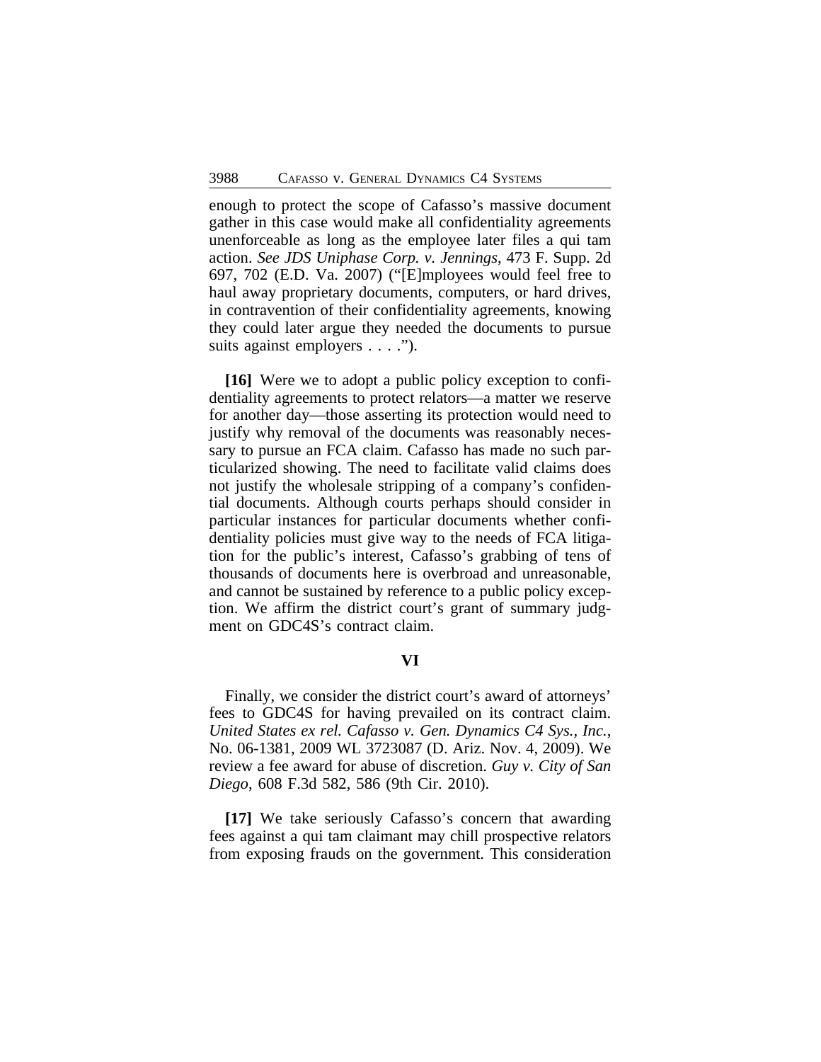enough to protect the scope of Cafasso's massive document gather in this case would make all confidentiality agreements unenforceable as long as the employee later files a qui tam action. *See JDS Uniphase Corp. v. Jennings*, 473 F. Supp. 2d 697, 702 (E.D. Va. 2007) ("[E]mployees would feel free to haul away proprietary documents, computers, or hard drives, in contravention of their confidentiality agreements, knowing they could later argue they needed the documents to pursue suits against employers . . . .").

**[16]** Were we to adopt a public policy exception to confidentiality agreements to protect relators—a matter we reserve for another day—those asserting its protection would need to justify why removal of the documents was reasonably necessary to pursue an FCA claim. Cafasso has made no such particularized showing. The need to facilitate valid claims does not justify the wholesale stripping of a company's confidential documents. Although courts perhaps should consider in particular instances for particular documents whether confidentiality policies must give way to the needs of FCA litigation for the public's interest, Cafasso's grabbing of tens of thousands of documents here is overbroad and unreasonable, and cannot be sustained by reference to a public policy exception. We affirm the district court's grant of summary judgment on GDC4S's contract claim.

## VI

Finally, we consider the district court's award of attorneys' fees to GDC4S for having prevailed on its contract claim. *United States ex rel. Cafasso v. Gen. Dynamics C4 Sys., Inc.*, No. 06-1381, 2009 WL 3723087 (D. Ariz. Nov. 4, 2009). We review a fee award for abuse of discretion. *Guy v. City of San Diego*, 608 F.3d 582, 586 (9th Cir. 2010).

**[17]** We take seriously Cafasso's concern that awarding fees against a qui tam claimant may chill prospective relators from exposing frauds on the government. This consideration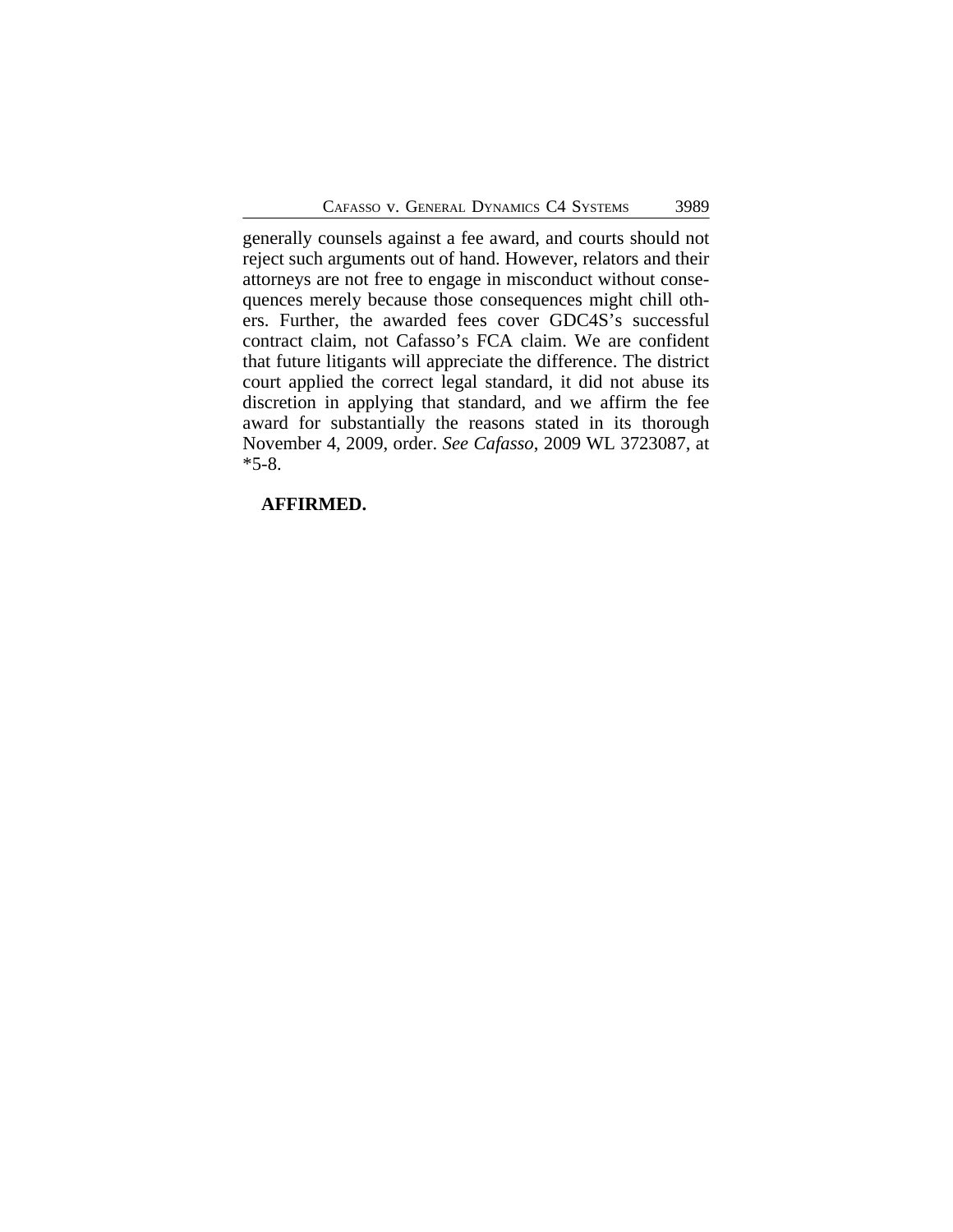generally counsels against a fee award, and courts should not reject such arguments out of hand. However, relators and their attorneys are not free to engage in misconduct without consequences merely because those consequences might chill others. Further, the awarded fees cover GDC4S's successful contract claim, not Cafasso's FCA claim. We are confident that future litigants will appreciate the difference. The district court applied the correct legal standard, it did not abuse its discretion in applying that standard, and we affirm the fee award for substantially the reasons stated in its thorough November 4, 2009, order. *See Cafasso*, 2009 WL 3723087, at *5-8.

**AFFIRMED.**